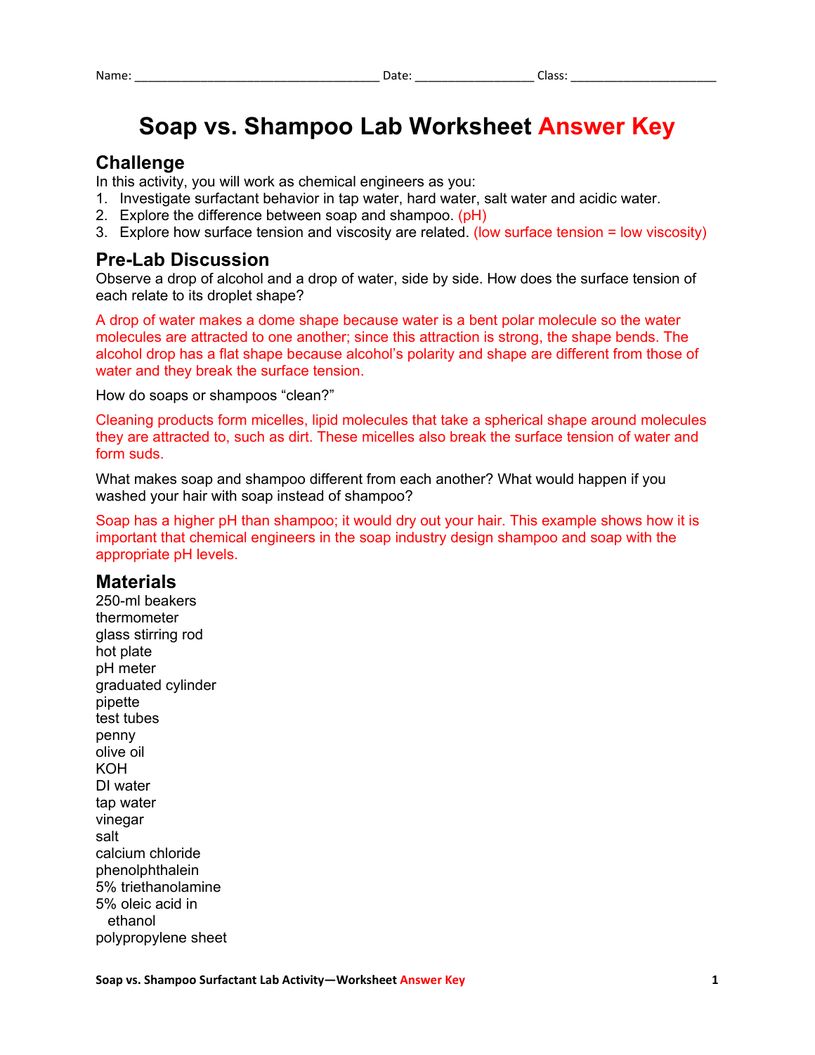Name: ____________________________________ Date: _________________ Class: ______________________

# Soap vs. Shampoo Lab Worksheet Answer Key

## Challenge

In this activity, you will work as chemical engineers as you:

1. Investigate surfactant behavior in tap water, hard water, salt water and acidic water.
2. Explore the difference between soap and shampoo. (pH)
3. Explore how surface tension and viscosity are related. (low surface tension = low viscosity)

## Pre-Lab Discussion

Observe a drop of alcohol and a drop of water, side by side. How does the surface tension of each relate to its droplet shape?

A drop of water makes a dome shape because water is a bent polar molecule so the water molecules are attracted to one another; since this attraction is strong, the shape bends. The alcohol drop has a flat shape because alcohol's polarity and shape are different from those of water and they break the surface tension.

How do soaps or shampoos "clean?"

Cleaning products form micelles, lipid molecules that take a spherical shape around molecules they are attracted to, such as dirt. These micelles also break the surface tension of water and form suds.

What makes soap and shampoo different from each another? What would happen if you washed your hair with soap instead of shampoo?

Soap has a higher pH than shampoo; it would dry out your hair. This example shows how it is important that chemical engineers in the soap industry design shampoo and soap with the appropriate pH levels.

## Materials

250-ml beakers
thermometer
glass stirring rod
hot plate
pH meter
graduated cylinder
pipette
test tubes
penny
olive oil
KOH
DI water
tap water
vinegar
salt
calcium chloride
phenolphthalein
5% triethanolamine
5% oleic acid in ethanol
polypropylene sheet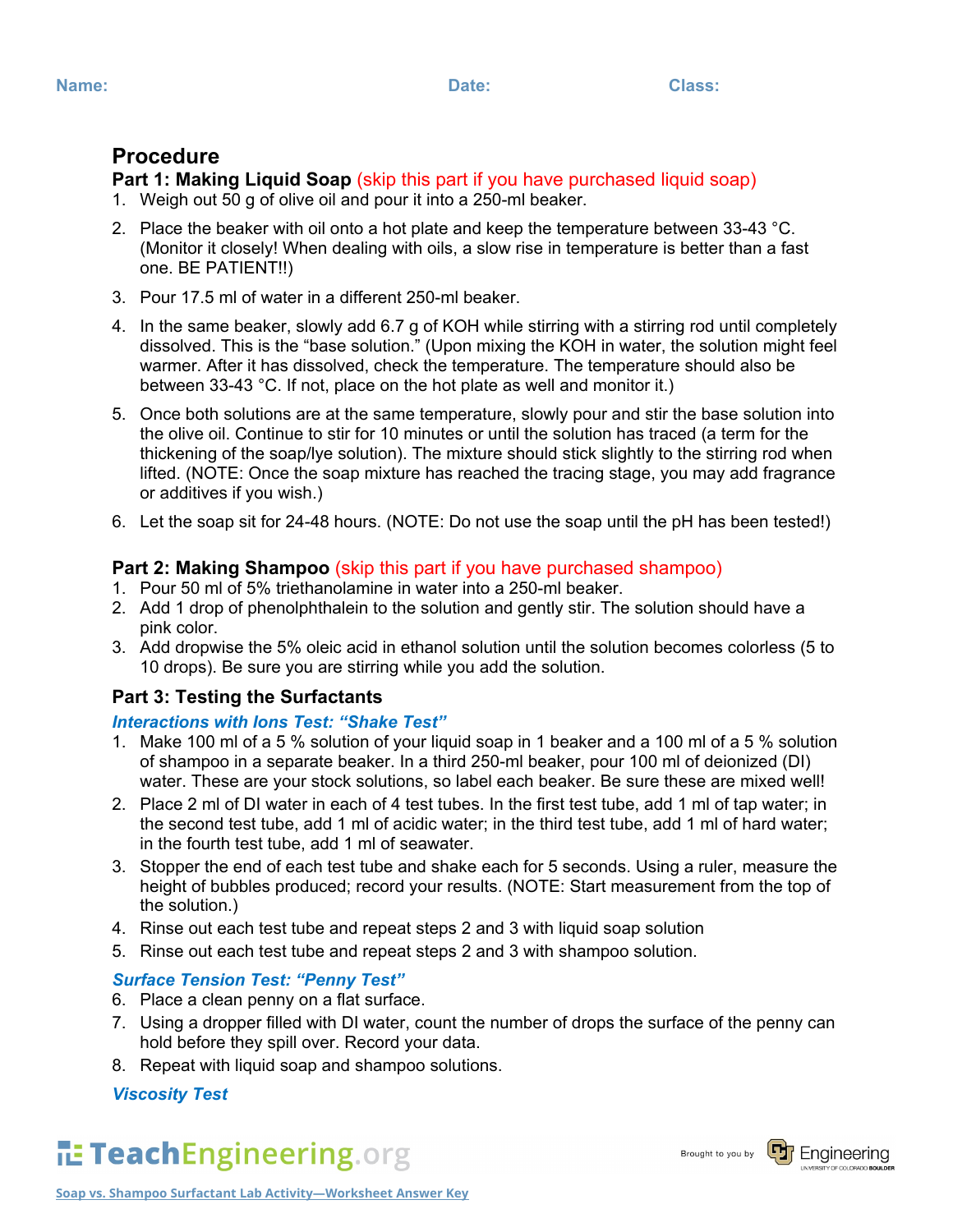Name: Date: Class:

## Procedure

### Part 1: Making Liquid Soap (skip this part if you have purchased liquid soap)

1. Weigh out 50 g of olive oil and pour it into a 250-ml beaker.
2. Place the beaker with oil onto a hot plate and keep the temperature between 33-43 °C. (Monitor it closely! When dealing with oils, a slow rise in temperature is better than a fast one. BE PATIENT!!)
3. Pour 17.5 ml of water in a different 250-ml beaker.
4. In the same beaker, slowly add 6.7 g of KOH while stirring with a stirring rod until completely dissolved. This is the "base solution." (Upon mixing the KOH in water, the solution might feel warmer. After it has dissolved, check the temperature. The temperature should also be between 33-43 °C. If not, place on the hot plate as well and monitor it.)
5. Once both solutions are at the same temperature, slowly pour and stir the base solution into the olive oil. Continue to stir for 10 minutes or until the solution has traced (a term for the thickening of the soap/lye solution). The mixture should stick slightly to the stirring rod when lifted. (NOTE: Once the soap mixture has reached the tracing stage, you may add fragrance or additives if you wish.)
6. Let the soap sit for 24-48 hours. (NOTE: Do not use the soap until the pH has been tested!)

### Part 2: Making Shampoo (skip this part if you have purchased shampoo)

1. Pour 50 ml of 5% triethanolamine in water into a 250-ml beaker.
2. Add 1 drop of phenolphthalein to the solution and gently stir. The solution should have a pink color.
3. Add dropwise the 5% oleic acid in ethanol solution until the solution becomes colorless (5 to 10 drops). Be sure you are stirring while you add the solution.

### Part 3: Testing the Surfactants

***Interactions with Ions Test: "Shake Test"***

1. Make 100 ml of a 5 % solution of your liquid soap in 1 beaker and a 100 ml of a 5 % solution of shampoo in a separate beaker. In a third 250-ml beaker, pour 100 ml of deionized (DI) water. These are your stock solutions, so label each beaker. Be sure these are mixed well!
2. Place 2 ml of DI water in each of 4 test tubes. In the first test tube, add 1 ml of tap water; in the second test tube, add 1 ml of acidic water; in the third test tube, add 1 ml of hard water; in the fourth test tube, add 1 ml of seawater.
3. Stopper the end of each test tube and shake each for 5 seconds. Using a ruler, measure the height of bubbles produced; record your results. (NOTE: Start measurement from the top of the solution.)
4. Rinse out each test tube and repeat steps 2 and 3 with liquid soap solution
5. Rinse out each test tube and repeat steps 2 and 3 with shampoo solution.

***Surface Tension Test: "Penny Test"***

6. Place a clean penny on a flat surface.
7. Using a dropper filled with DI water, count the number of drops the surface of the penny can hold before they spill over. Record your data.
8. Repeat with liquid soap and shampoo solutions.

***Viscosity Test***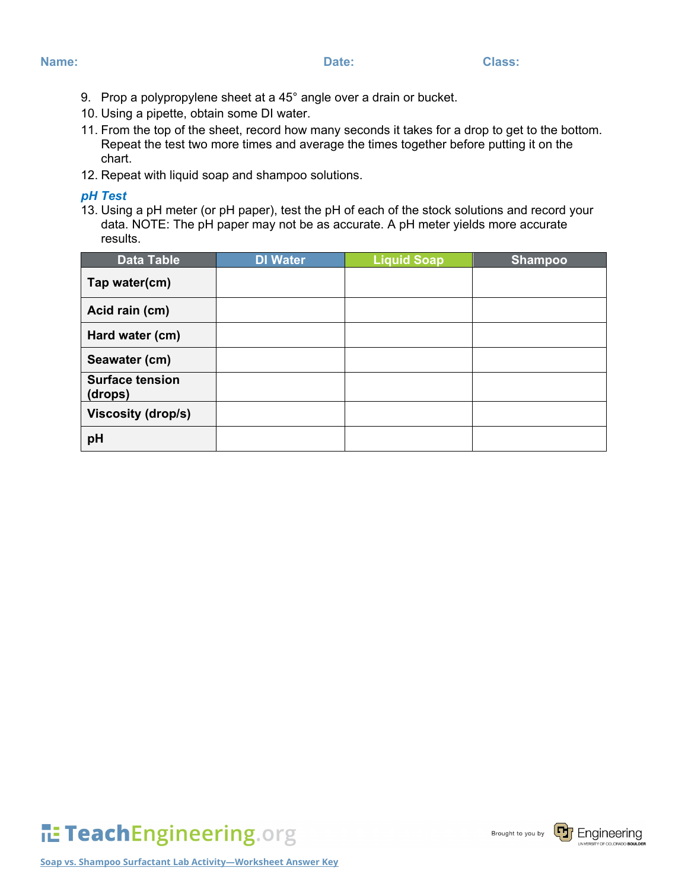Name: Date: Class:

9. Prop a polypropylene sheet at a 45° angle over a drain or bucket.
10. Using a pipette, obtain some DI water.
11. From the top of the sheet, record how many seconds it takes for a drop to get to the bottom. Repeat the test two more times and average the times together before putting it on the chart.
12. Repeat with liquid soap and shampoo solutions.

### *pH Test*

13. Using a pH meter (or pH paper), test the pH of each of the stock solutions and record your data. NOTE: The pH paper may not be as accurate. A pH meter yields more accurate results.

| Data Table | DI Water | Liquid Soap | Shampoo |
|---|---|---|---|
| **Tap water(cm)** | | | |
| **Acid rain (cm)** | | | |
| **Hard water (cm)** | | | |
| **Seawater (cm)** | | | |
| **Surface tension (drops)** | | | |
| **Viscosity (drop/s)** | | | |
| **pH** | | | |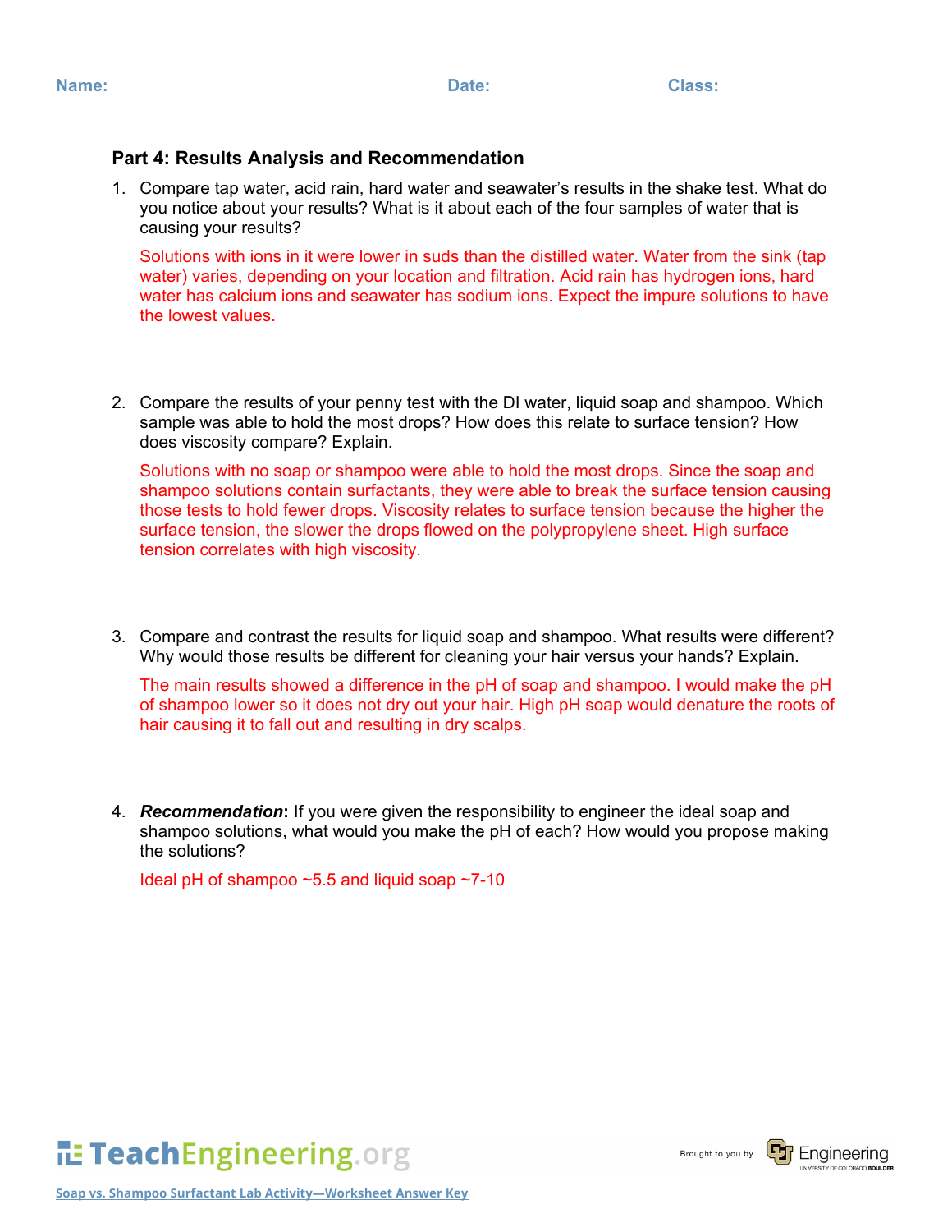**Name:** **Date:** **Class:**

## Part 4: Results Analysis and Recommendation

1. Compare tap water, acid rain, hard water and seawater's results in the shake test. What do you notice about your results? What is it about each of the four samples of water that is causing your results?

   Solutions with ions in it were lower in suds than the distilled water. Water from the sink (tap water) varies, depending on your location and filtration. Acid rain has hydrogen ions, hard water has calcium ions and seawater has sodium ions. Expect the impure solutions to have the lowest values.

2. Compare the results of your penny test with the DI water, liquid soap and shampoo. Which sample was able to hold the most drops? How does this relate to surface tension? How does viscosity compare? Explain.

   Solutions with no soap or shampoo were able to hold the most drops. Since the soap and shampoo solutions contain surfactants, they were able to break the surface tension causing those tests to hold fewer drops. Viscosity relates to surface tension because the higher the surface tension, the slower the drops flowed on the polypropylene sheet. High surface tension correlates with high viscosity.

3. Compare and contrast the results for liquid soap and shampoo. What results were different? Why would those results be different for cleaning your hair versus your hands? Explain.

   The main results showed a difference in the pH of soap and shampoo. I would make the pH of shampoo lower so it does not dry out your hair. High pH soap would denature the roots of hair causing it to fall out and resulting in dry scalps.

4. ***Recommendation*****:** If you were given the responsibility to engineer the ideal soap and shampoo solutions, what would you make the pH of each? How would you propose making the solutions?

   Ideal pH of shampoo ~5.5 and liquid soap ~7-10

Soap vs. Shampoo Surfactant Lab Activity—Worksheet Answer Key